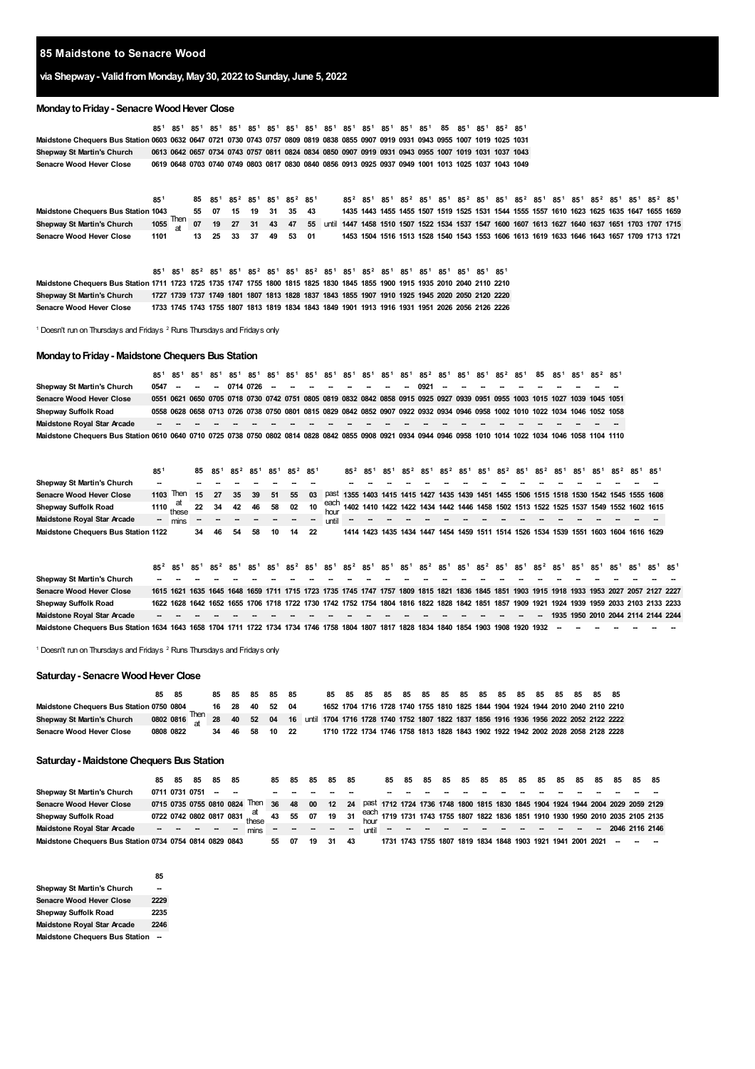# 85 Maidstone to Senacre Wood

## via Shepway - Valid from Monday, May 30, 2022 to Sunday, June 5, 2022

### Monday to Friday - Senacre Wood Hever Close

| | 85[1] | 85[1] | 85[1] | 85[1] | 85[1] | 85[1] | 85[1] | 85[1] | 85[1] | 85[1] | 85[1] | 85[1] | 85[1] | 85[1] | 85 | 85[1] | 85[1] | 85[2] | 85[1] |
|---|---|---|---|---|---|---|---|---|---|---|---|---|---|---|---|---|---|---|---|
| Maidstone Chequers Bus Station | 0603 | 0632 | 0647 | 0721 | 0730 | 0743 | 0757 | 0809 | 0819 | 0838 | 0855 | 0907 | 0919 | 0931 | 0943 | 0955 | 1007 | 1019 | 1025 | 1031 |
| Shepway St Martin's Church | 0613 | 0642 | 0657 | 0734 | 0743 | 0757 | 0811 | 0824 | 0834 | 0850 | 0907 | 0919 | 0931 | 0943 | 0955 | 1007 | 1019 | 1031 | 1037 | 1043 |
| Senacre Wood Hever Close | 0619 | 0648 | 0703 | 0740 | 0749 | 0803 | 0817 | 0830 | 0840 | 0856 | 0913 | 0925 | 0937 | 0949 | 1001 | 1013 | 1025 | 1037 | 1043 | 1049 |

| | 85[1] | | 85 | 85[1] | 85[2] | 85[1] | 85[1] | 85[2] | 85[1] | | 85[2] | 85[1] | 85[1] | 85[2] | 85[1] | 85[1] | 85[2] | 85[1] | 85[1] | 85[2] | 85[1] | 85[1] | 85[1] | 85[2] | 85[1] | 85[1] | 85[2] | 85[1] |
|---|---|---|---|---|---|---|---|---|---|---|---|---|---|---|---|---|---|---|---|---|---|---|---|---|---|---|---|---|
| Maidstone Chequers Bus Station | 1043 | | 55 | 07 | 15 | 19 | 31 | 35 | 43 | | 1435 | 1443 | 1455 | 1455 | 1507 | 1519 | 1525 | 1531 | 1544 | 1555 | 1557 | 1610 | 1623 | 1625 | 1635 | 1647 | 1655 | 1659 |
| Shepway St Martin's Church | 1055 | Then at | 07 | 19 | 27 | 31 | 43 | 47 | 55 | until | 1447 | 1458 | 1510 | 1507 | 1522 | 1534 | 1537 | 1547 | 1600 | 1607 | 1613 | 1627 | 1640 | 1637 | 1651 | 1703 | 1707 | 1715 |
| Senacre Wood Hever Close | 1101 | | 13 | 25 | 33 | 37 | 49 | 53 | 01 | | 1453 | 1504 | 1516 | 1513 | 1528 | 1540 | 1543 | 1553 | 1606 | 1613 | 1619 | 1633 | 1646 | 1643 | 1657 | 1709 | 1713 | 1721 |

| | 85[1] | 85[1] | 85[2] | 85[1] | 85[1] | 85[2] | 85[1] | 85[1] | 85[2] | 85[1] | 85[1] | 85[2] | 85[1] | 85[1] | 85[1] | 85[1] | 85[1] | 85[1] | 85[1] |
|---|---|---|---|---|---|---|---|---|---|---|---|---|---|---|---|---|---|---|---|
| Maidstone Chequers Bus Station | 1711 | 1723 | 1725 | 1735 | 1747 | 1755 | 1800 | 1815 | 1825 | 1830 | 1845 | 1855 | 1900 | 1915 | 1935 | 2010 | 2040 | 2110 | 2210 |
| Shepway St Martin's Church | 1727 | 1739 | 1737 | 1749 | 1801 | 1807 | 1813 | 1828 | 1837 | 1843 | 1855 | 1907 | 1910 | 1925 | 1945 | 2020 | 2050 | 2120 | 2220 |
| Senacre Wood Hever Close | 1733 | 1745 | 1743 | 1755 | 1807 | 1813 | 1819 | 1834 | 1843 | 1849 | 1901 | 1913 | 1916 | 1931 | 1951 | 2026 | 2056 | 2126 | 2226 |

[1] Doesn't run on Thursdays and Fridays [2] Runs Thursdays and Fridays only

### Monday to Friday - Maidstone Chequers Bus Station

| | 85[1] | 85[1] | 85[1] | 85[1] | 85[1] | 85[1] | 85[1] | 85[1] | 85[1] | 85[1] | 85[1] | 85[1] | 85[1] | 85[1] | 85[2] | 85[1] | 85[1] | 85[1] | 85[2] | 85[1] | 85 | 85[1] | 85[1] | 85[2] | 85[1] |
|---|---|---|---|---|---|---|---|---|---|---|---|---|---|---|---|---|---|---|---|---|---|---|---|---|---|
| Shepway St Martin's Church | 0547 | -- | -- | -- | 0714 | 0726 | -- | -- | -- | -- | -- | -- | -- | -- | 0921 | -- | -- | -- | -- | -- | -- | -- | -- | -- | -- |
| Senacre Wood Hever Close | 0551 | 0621 | 0650 | 0705 | 0718 | 0730 | 0742 | 0751 | 0805 | 0819 | 0832 | 0842 | 0858 | 0915 | 0925 | 0927 | 0939 | 0951 | 0955 | 1003 | 1015 | 1027 | 1039 | 1045 | 1051 |
| Shepway Suffolk Road | 0558 | 0628 | 0658 | 0713 | 0726 | 0738 | 0750 | 0801 | 0815 | 0829 | 0842 | 0852 | 0907 | 0922 | 0932 | 0934 | 0946 | 0958 | 1002 | 1010 | 1022 | 1034 | 1046 | 1052 | 1058 |
| Maidstone Royal Star Arcade | -- | -- | -- | -- | -- | -- | -- | -- | -- | -- | -- | -- | -- | -- | -- | -- | -- | -- | -- | -- | -- | -- | -- | -- | -- |
| Maidstone Chequers Bus Station | 0610 | 0640 | 0710 | 0725 | 0738 | 0750 | 0802 | 0814 | 0828 | 0842 | 0855 | 0908 | 0921 | 0934 | 0944 | 0946 | 0958 | 1010 | 1014 | 1022 | 1034 | 1046 | 1058 | 1104 | 1110 |

| | 85[1] | | 85 | 85[1] | 85[2] | 85[1] | 85[1] | 85[2] | 85[1] | | 85[2] | 85[1] | 85[1] | 85[2] | 85[1] | 85[2] | 85[1] | 85[1] | 85[2] | 85[1] | 85[2] | 85[1] | 85[1] | 85[1] | 85[2] | 85[1] | 85[1] |
|---|---|---|---|---|---|---|---|---|---|---|---|---|---|---|---|---|---|---|---|---|---|---|---|---|---|---|---|
| Shepway St Martin's Church | -- | | -- | -- | -- | -- | -- | -- | -- | | -- | -- | -- | -- | -- | -- | -- | -- | -- | -- | -- | -- | -- | -- | -- | -- | -- |
| Senacre Wood Hever Close | 1103 | Then | 15 | 27 | 35 | 39 | 51 | 55 | 03 | past | 1355 | 1403 | 1415 | 1415 | 1427 | 1435 | 1439 | 1451 | 1455 | 1506 | 1515 | 1518 | 1530 | 1542 | 1545 | 1555 | 1608 |
| Shepway Suffolk Road | 1110 | at | 22 | 34 | 42 | 46 | 58 | 02 | 10 | each hour | 1402 | 1410 | 1422 | 1422 | 1434 | 1442 | 1446 | 1458 | 1502 | 1513 | 1522 | 1525 | 1537 | 1549 | 1552 | 1602 | 1615 |
| Maidstone Royal Star Arcade | -- | these | -- | -- | -- | -- | -- | -- | -- | until | -- | -- | -- | -- | -- | -- | -- | -- | -- | -- | -- | -- | -- | -- | -- | -- | -- |
| Maidstone Chequers Bus Station | 1122 | mins | 34 | 46 | 54 | 58 | 10 | 14 | 22 | | 1414 | 1423 | 1435 | 1434 | 1447 | 1454 | 1459 | 1511 | 1514 | 1526 | 1534 | 1539 | 1551 | 1603 | 1604 | 1616 | 1629 |

| | 85[2] | 85[1] | 85[1] | 85[2] | 85[1] | 85[1] | 85[1] | 85[2] | 85[1] | 85[1] | 85[2] | 85[1] | 85[1] | 85[1] | 85[2] | 85[1] | 85[1] | 85[2] | 85[1] | 85[1] | 85[2] | 85[1] | 85[1] | 85[1] | 85[1] | 85[1] | 85[1] |
|---|---|---|---|---|---|---|---|---|---|---|---|---|---|---|---|---|---|---|---|---|---|---|---|---|---|---|---|
| Shepway St Martin's Church | -- | -- | -- | -- | -- | -- | -- | -- | -- | -- | -- | -- | -- | -- | -- | -- | -- | -- | -- | -- | -- | -- | -- | -- | -- | -- | -- |
| Senacre Wood Hever Close | 1615 | 1621 | 1635 | 1645 | 1648 | 1659 | 1711 | 1715 | 1723 | 1735 | 1745 | 1747 | 1757 | 1809 | 1815 | 1821 | 1836 | 1845 | 1851 | 1903 | 1915 | 1918 | 1933 | 1953 | 2027 | 2057 | 2127 | 2227 |
| Shepway Suffolk Road | 1622 | 1628 | 1642 | 1652 | 1655 | 1706 | 1718 | 1722 | 1730 | 1742 | 1752 | 1754 | 1804 | 1816 | 1822 | 1828 | 1842 | 1851 | 1857 | 1909 | 1921 | 1924 | 1939 | 1959 | 2033 | 2103 | 2133 | 2233 |
| Maidstone Royal Star Arcade | -- | -- | -- | -- | -- | -- | -- | -- | -- | -- | -- | -- | -- | -- | -- | -- | -- | -- | -- | -- | -- | 1935 | 1950 | 2010 | 2044 | 2114 | 2144 | 2244 |
| Maidstone Chequers Bus Station | 1634 | 1643 | 1658 | 1704 | 1711 | 1722 | 1734 | 1734 | 1746 | 1758 | 1804 | 1807 | 1817 | 1828 | 1834 | 1840 | 1854 | 1903 | 1908 | 1920 | 1932 | -- | -- | -- | -- | -- | -- | -- |

[1] Doesn't run on Thursdays and Fridays [2] Runs Thursdays and Fridays only

### Saturday - Senacre Wood Hever Close

| | 85 | 85 | | 85 | 85 | 85 | 85 | 85 | | 85 | 85 | 85 | 85 | 85 | 85 | 85 | 85 | 85 | 85 | 85 | 85 | 85 | 85 | 85 |
|---|---|---|---|---|---|---|---|---|---|---|---|---|---|---|---|---|---|---|---|---|---|---|---|---|
| Maidstone Chequers Bus Station | 0750 | 0804 | | 16 | 28 | 40 | 52 | 04 | | 1652 | 1704 | 1716 | 1728 | 1740 | 1755 | 1810 | 1825 | 1844 | 1904 | 1924 | 1944 | 2010 | 2040 | 2110 | 2210 |
| Shepway St Martin's Church | 0802 | 0816 | Then at | 28 | 40 | 52 | 04 | 16 | until | 1704 | 1716 | 1728 | 1740 | 1752 | 1807 | 1822 | 1837 | 1856 | 1916 | 1936 | 1956 | 2022 | 2052 | 2122 | 2222 |
| Senacre Wood Hever Close | 0808 | 0822 | | 34 | 46 | 58 | 10 | 22 | | 1710 | 1722 | 1734 | 1746 | 1758 | 1813 | 1828 | 1843 | 1902 | 1922 | 1942 | 2002 | 2028 | 2058 | 2128 | 2228 |

### Saturday - Maidstone Chequers Bus Station

| | 85 | 85 | 85 | 85 | 85 | | 85 | 85 | 85 | 85 | 85 | | 85 | 85 | 85 | 85 | 85 | 85 | 85 | 85 | 85 | 85 | 85 | 85 | 85 | 85 | 85 |
|---|---|---|---|---|---|---|---|---|---|---|---|---|---|---|---|---|---|---|---|---|---|---|---|---|---|---|---|
| Shepway St Martin's Church | 0711 | 0731 | 0751 | -- | -- | | -- | -- | -- | -- | -- | | -- | -- | -- | -- | -- | -- | -- | -- | -- | -- | -- | -- | -- | -- | -- |
| Senacre Wood Hever Close | 0715 | 0735 | 0755 | 0810 | 0824 | Then | 36 | 48 | 00 | 12 | 24 | past | 1712 | 1724 | 1736 | 1748 | 1800 | 1815 | 1830 | 1845 | 1904 | 1924 | 1944 | 2004 | 2029 | 2059 | 2129 |
| Shepway Suffolk Road | 0722 | 0742 | 0802 | 0817 | 0831 | at these | 43 | 55 | 07 | 19 | 31 | each hour | 1719 | 1731 | 1743 | 1755 | 1807 | 1822 | 1836 | 1851 | 1910 | 1930 | 1950 | 2010 | 2035 | 2105 | 2135 |
| Maidstone Royal Star Arcade | -- | -- | -- | -- | -- | mins | -- | -- | -- | -- | -- | until | -- | -- | -- | -- | -- | -- | -- | -- | -- | -- | -- | -- | 2046 | 2116 | 2146 |
| Maidstone Chequers Bus Station | 0734 | 0754 | 0814 | 0829 | 0843 | | 55 | 07 | 19 | 31 | 43 | | 1731 | 1743 | 1755 | 1807 | 1819 | 1834 | 1848 | 1903 | 1921 | 1941 | 2001 | 2021 | -- | -- | -- |

| | 85 |
|---|---|
| Shepway St Martin's Church | -- |
| Senacre Wood Hever Close | 2229 |
| Shepway Suffolk Road | 2235 |
| Maidstone Royal Star Arcade | 2246 |
| Maidstone Chequers Bus Station | -- |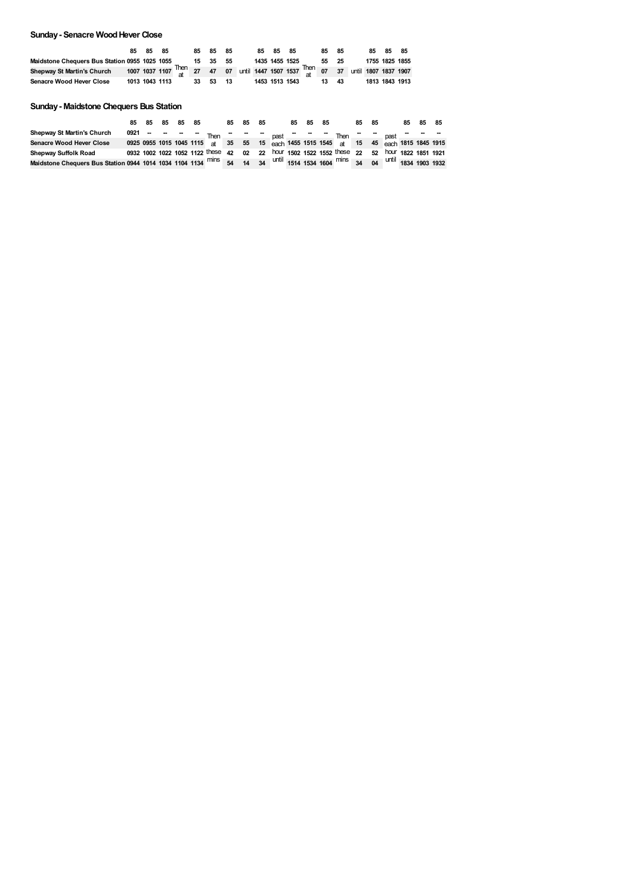## Sunday - Senacre Wood Hever Close

| | 85 | 85 | 85 | | 85 | 85 | 85 | | 85 | 85 | 85 | | 85 | 85 | | 85 | 85 | 85 |
|---|---|---|---|---|---|---|---|---|---|---|---|---|---|---|---|---|---|---|
| Maidstone Chequers Bus Station | 0955 | 1025 | 1055 | | 15 | 35 | 55 | | 1435 | 1455 | 1525 | | 55 | 25 | | 1755 | 1825 | 1855 |
| Shepway St Martin's Church | 1007 | 1037 | 1107 | Then at | 27 | 47 | 07 | until | 1447 | 1507 | 1537 | Then at | 07 | 37 | until | 1807 | 1837 | 1907 |
| Senacre Wood Hever Close | 1013 | 1043 | 1113 | | 33 | 53 | 13 | | 1453 | 1513 | 1543 | | 13 | 43 | | 1813 | 1843 | 1913 |

## Sunday - Maidstone Chequers Bus Station

| | 85 | 85 | 85 | 85 | 85 | | 85 | 85 | 85 | | 85 | 85 | 85 | | 85 | 85 | | 85 | 85 | 85 |
|---|---|---|---|---|---|---|---|---|---|---|---|---|---|---|---|---|---|---|---|---|
| Shepway St Martin's Church | 0921 | -- | -- | -- | -- | Then | -- | -- | -- | past | -- | -- | -- | Then | -- | -- | past | -- | -- | -- |
| Senacre Wood Hever Close | 0925 | 0955 | 1015 | 1045 | 1115 | at | 35 | 55 | 15 | each | 1455 | 1515 | 1545 | at | 15 | 45 | each | 1815 | 1845 | 1915 |
| Shepway Suffolk Road | 0932 | 1002 | 1022 | 1052 | 1122 | these | 42 | 02 | 22 | hour | 1502 | 1522 | 1552 | these | 22 | 52 | hour | 1822 | 1851 | 1921 |
| Maidstone Chequers Bus Station | 0944 | 1014 | 1034 | 1104 | 1134 | mins | 54 | 14 | 34 | until | 1514 | 1534 | 1604 | mins | 34 | 04 | until | 1834 | 1903 | 1932 |